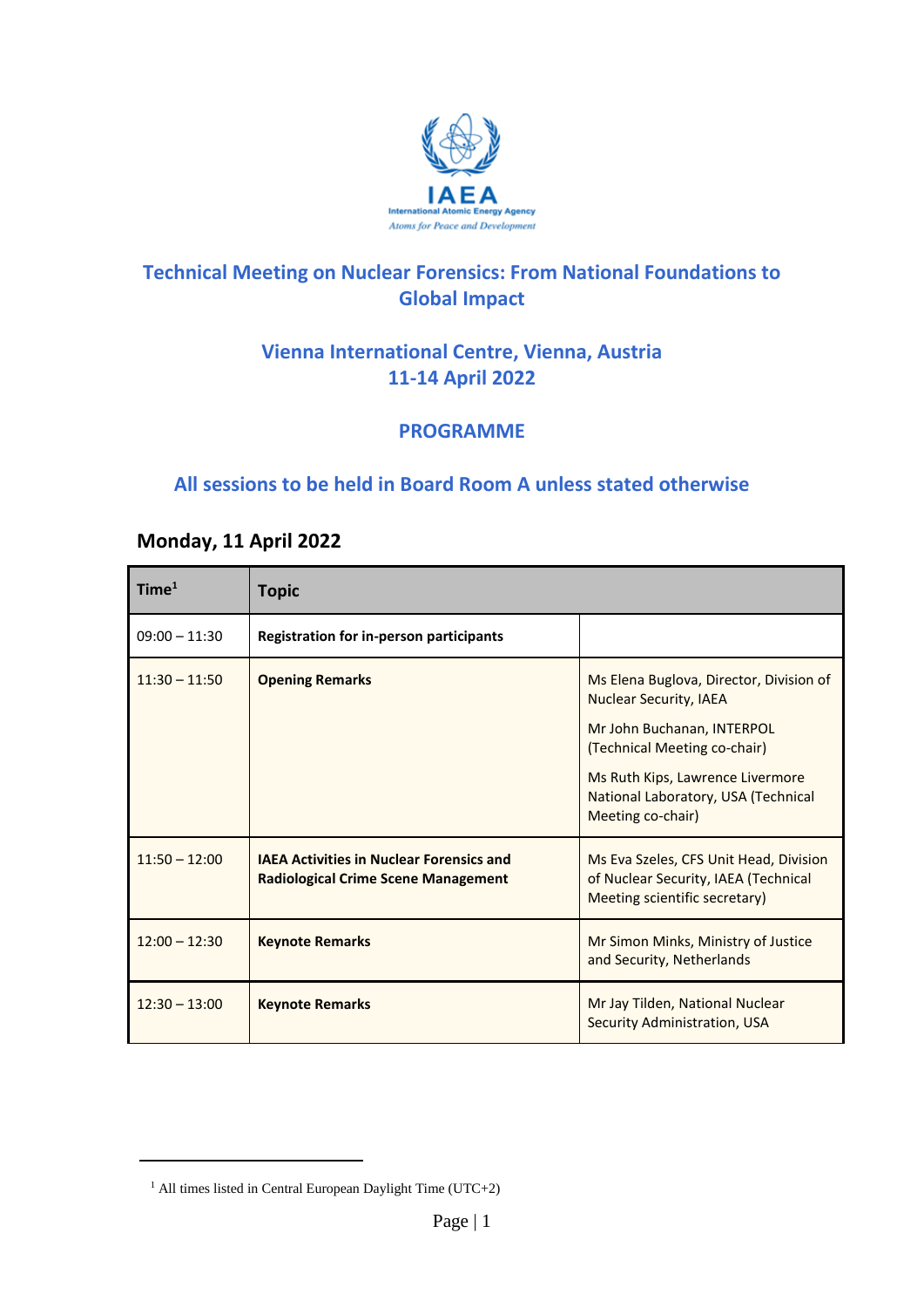# Technical Meeting on Nuclear Forensics: From National Foundations to Global Impact

## Vienna International Centre, Vienna, Austria
## 11-14 April 2022

## PROGRAMME

### All sessions to be held in Board Room A unless stated otherwise

### Monday, 11 April 2022

| Time[1] | Topic | |
|---|---|---|
| 09:00 – 11:30 | **Registration for in-person participants** | |
| 11:30 – 11:50 | **Opening Remarks** | Ms Elena Buglova, Director, Division of Nuclear Security, IAEA<br><br>Mr John Buchanan, INTERPOL (Technical Meeting co-chair)<br><br>Ms Ruth Kips, Lawrence Livermore National Laboratory, USA (Technical Meeting co-chair) |
| 11:50 – 12:00 | **IAEA Activities in Nuclear Forensics and Radiological Crime Scene Management** | Ms Eva Szeles, CFS Unit Head, Division of Nuclear Security, IAEA (Technical Meeting scientific secretary) |
| 12:00 – 12:30 | **Keynote Remarks** | Mr Simon Minks, Ministry of Justice and Security, Netherlands |
| 12:30 – 13:00 | **Keynote Remarks** | Mr Jay Tilden, National Nuclear Security Administration, USA |

[1] All times listed in Central European Daylight Time (UTC+2)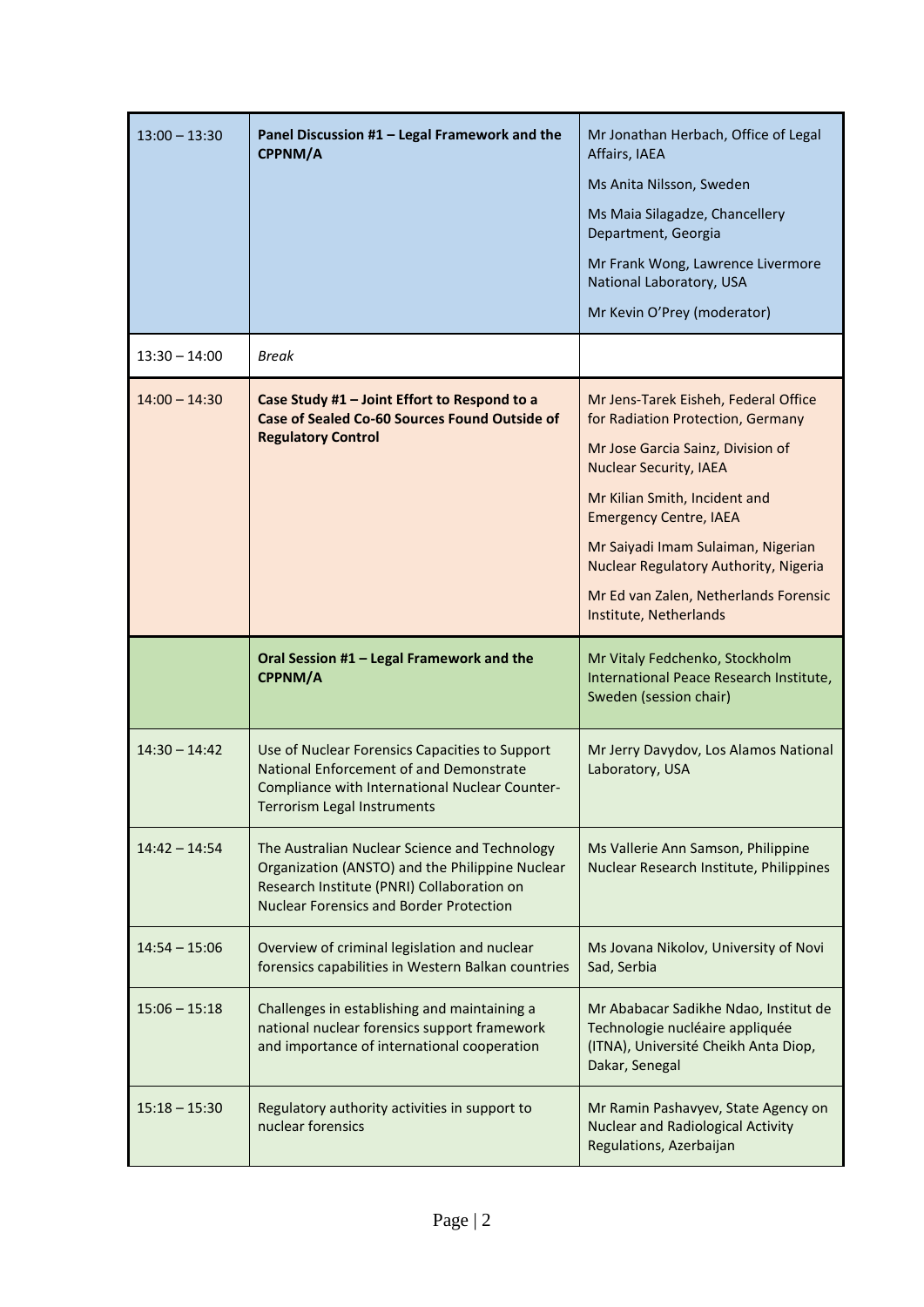| | | |
|---|---|---|
| 13:00 – 13:30 | **Panel Discussion #1 – Legal Framework and the CPPNM/A** | Mr Jonathan Herbach, Office of Legal Affairs, IAEA<br>Ms Anita Nilsson, Sweden<br>Ms Maia Silagadze, Chancellery Department, Georgia<br>Mr Frank Wong, Lawrence Livermore National Laboratory, USA<br>Mr Kevin O'Prey (moderator) |
| 13:30 – 14:00 | *Break* | |
| 14:00 – 14:30 | **Case Study #1 – Joint Effort to Respond to a Case of Sealed Co-60 Sources Found Outside of Regulatory Control** | Mr Jens-Tarek Eisheh, Federal Office for Radiation Protection, Germany<br>Mr Jose Garcia Sainz, Division of Nuclear Security, IAEA<br>Mr Kilian Smith, Incident and Emergency Centre, IAEA<br>Mr Saiyadi Imam Sulaiman, Nigerian Nuclear Regulatory Authority, Nigeria<br>Mr Ed van Zalen, Netherlands Forensic Institute, Netherlands |
| | **Oral Session #1 – Legal Framework and the CPPNM/A** | Mr Vitaly Fedchenko, Stockholm International Peace Research Institute, Sweden (session chair) |
| 14:30 – 14:42 | Use of Nuclear Forensics Capacities to Support National Enforcement of and Demonstrate Compliance with International Nuclear Counter-Terrorism Legal Instruments | Mr Jerry Davydov, Los Alamos National Laboratory, USA |
| 14:42 – 14:54 | The Australian Nuclear Science and Technology Organization (ANSTO) and the Philippine Nuclear Research Institute (PNRI) Collaboration on Nuclear Forensics and Border Protection | Ms Vallerie Ann Samson, Philippine Nuclear Research Institute, Philippines |
| 14:54 – 15:06 | Overview of criminal legislation and nuclear forensics capabilities in Western Balkan countries | Ms Jovana Nikolov, University of Novi Sad, Serbia |
| 15:06 – 15:18 | Challenges in establishing and maintaining a national nuclear forensics support framework and importance of international cooperation | Mr Ababacar Sadikhe Ndao, Institut de Technologie nucléaire appliquée (ITNA), Université Cheikh Anta Diop, Dakar, Senegal |
| 15:18 – 15:30 | Regulatory authority activities in support to nuclear forensics | Mr Ramin Pashavyev, State Agency on Nuclear and Radiological Activity Regulations, Azerbaijan |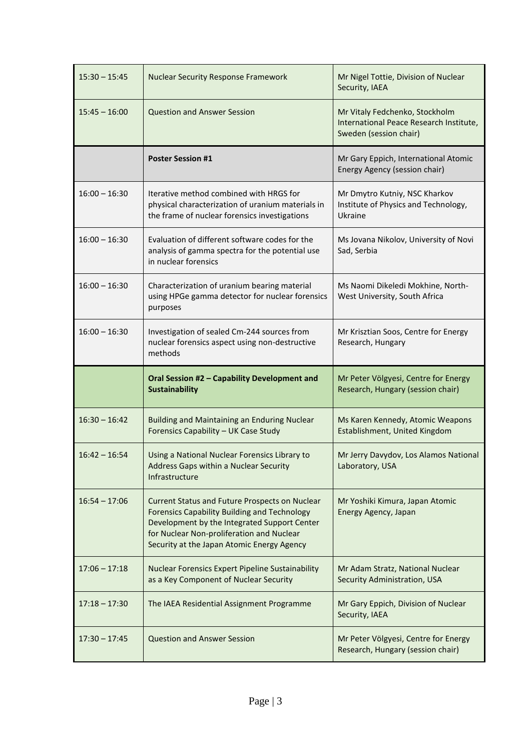| | | |
|---|---|---|
| 15:30 – 15:45 | Nuclear Security Response Framework | Mr Nigel Tottie, Division of Nuclear Security, IAEA |
| 15:45 – 16:00 | Question and Answer Session | Mr Vitaly Fedchenko, Stockholm International Peace Research Institute, Sweden (session chair) |
| | **Poster Session #1** | Mr Gary Eppich, International Atomic Energy Agency (session chair) |
| 16:00 – 16:30 | Iterative method combined with HRGS for physical characterization of uranium materials in the frame of nuclear forensics investigations | Mr Dmytro Kutniy, NSC Kharkov Institute of Physics and Technology, Ukraine |
| 16:00 – 16:30 | Evaluation of different software codes for the analysis of gamma spectra for the potential use in nuclear forensics | Ms Jovana Nikolov, University of Novi Sad, Serbia |
| 16:00 – 16:30 | Characterization of uranium bearing material using HPGe gamma detector for nuclear forensics purposes | Ms Naomi Dikeledi Mokhine, North-West University, South Africa |
| 16:00 – 16:30 | Investigation of sealed Cm-244 sources from nuclear forensics aspect using non-destructive methods | Mr Krisztian Soos, Centre for Energy Research, Hungary |
| | **Oral Session #2 – Capability Development and Sustainability** | Mr Peter Völgyesi, Centre for Energy Research, Hungary (session chair) |
| 16:30 – 16:42 | Building and Maintaining an Enduring Nuclear Forensics Capability – UK Case Study | Ms Karen Kennedy, Atomic Weapons Establishment, United Kingdom |
| 16:42 – 16:54 | Using a National Nuclear Forensics Library to Address Gaps within a Nuclear Security Infrastructure | Mr Jerry Davydov, Los Alamos National Laboratory, USA |
| 16:54 – 17:06 | Current Status and Future Prospects on Nuclear Forensics Capability Building and Technology Development by the Integrated Support Center for Nuclear Non-proliferation and Nuclear Security at the Japan Atomic Energy Agency | Mr Yoshiki Kimura, Japan Atomic Energy Agency, Japan |
| 17:06 – 17:18 | Nuclear Forensics Expert Pipeline Sustainability as a Key Component of Nuclear Security | Mr Adam Stratz, National Nuclear Security Administration, USA |
| 17:18 – 17:30 | The IAEA Residential Assignment Programme | Mr Gary Eppich, Division of Nuclear Security, IAEA |
| 17:30 – 17:45 | Question and Answer Session | Mr Peter Völgyesi, Centre for Energy Research, Hungary (session chair) |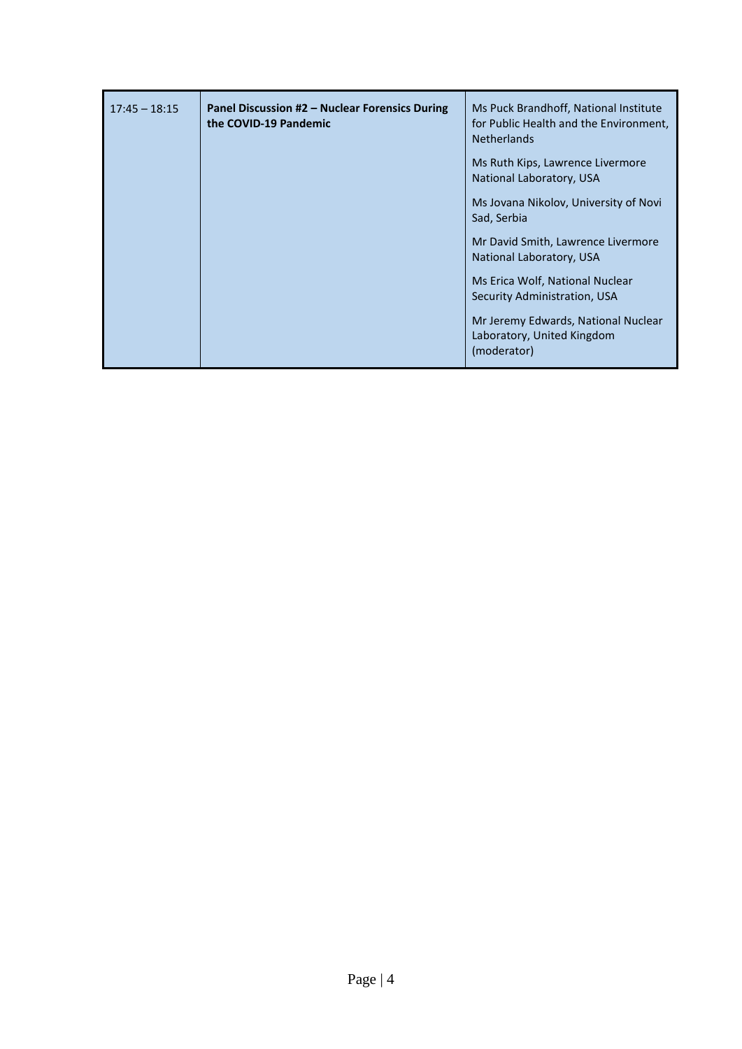| | | |
|---|---|---|
| 17:45 – 18:15 | **Panel Discussion #2 – Nuclear Forensics During the COVID-19 Pandemic** | Ms Puck Brandhoff, National Institute for Public Health and the Environment, Netherlands<br><br>Ms Ruth Kips, Lawrence Livermore National Laboratory, USA<br><br>Ms Jovana Nikolov, University of Novi Sad, Serbia<br><br>Mr David Smith, Lawrence Livermore National Laboratory, USA<br><br>Ms Erica Wolf, National Nuclear Security Administration, USA<br><br>Mr Jeremy Edwards, National Nuclear Laboratory, United Kingdom (moderator) |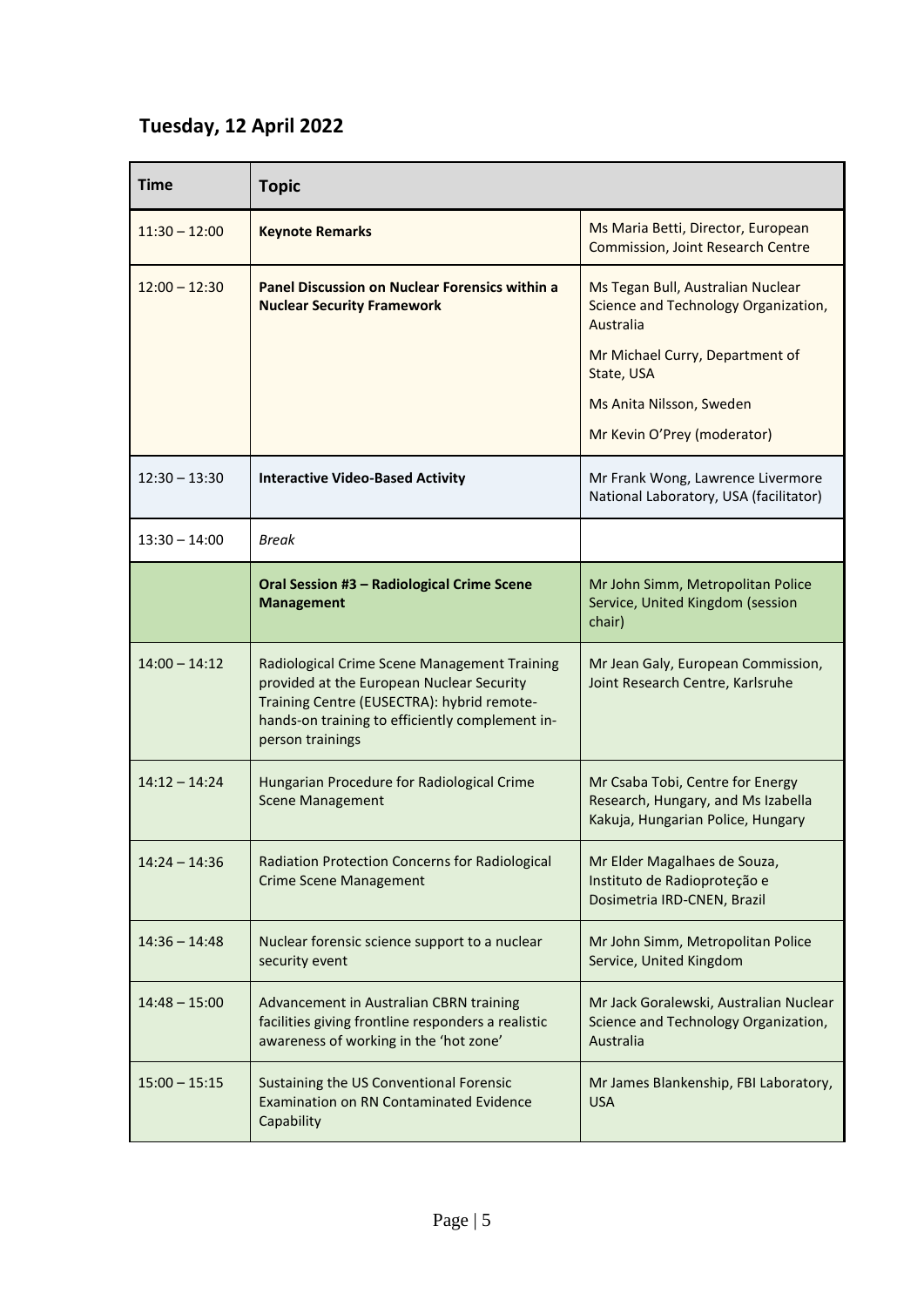## Tuesday, 12 April 2022

| Time | Topic | |
|---|---|---|
| 11:30 – 12:00 | **Keynote Remarks** | Ms Maria Betti, Director, European Commission, Joint Research Centre |
| 12:00 – 12:30 | **Panel Discussion on Nuclear Forensics within a Nuclear Security Framework** | Ms Tegan Bull, Australian Nuclear Science and Technology Organization, Australia<br>Mr Michael Curry, Department of State, USA<br>Ms Anita Nilsson, Sweden<br>Mr Kevin O'Prey (moderator) |
| 12:30 – 13:30 | **Interactive Video-Based Activity** | Mr Frank Wong, Lawrence Livermore National Laboratory, USA (facilitator) |
| 13:30 – 14:00 | *Break* | |
| | **Oral Session #3 – Radiological Crime Scene Management** | Mr John Simm, Metropolitan Police Service, United Kingdom (session chair) |
| 14:00 – 14:12 | Radiological Crime Scene Management Training provided at the European Nuclear Security Training Centre (EUSECTRA): hybrid remote-hands-on training to efficiently complement in-person trainings | Mr Jean Galy, European Commission, Joint Research Centre, Karlsruhe |
| 14:12 – 14:24 | Hungarian Procedure for Radiological Crime Scene Management | Mr Csaba Tobi, Centre for Energy Research, Hungary, and Ms Izabella Kakuja, Hungarian Police, Hungary |
| 14:24 – 14:36 | Radiation Protection Concerns for Radiological Crime Scene Management | Mr Elder Magalhaes de Souza, Instituto de Radioproteção e Dosimetria IRD-CNEN, Brazil |
| 14:36 – 14:48 | Nuclear forensic science support to a nuclear security event | Mr John Simm, Metropolitan Police Service, United Kingdom |
| 14:48 – 15:00 | Advancement in Australian CBRN training facilities giving frontline responders a realistic awareness of working in the 'hot zone' | Mr Jack Goralewski, Australian Nuclear Science and Technology Organization, Australia |
| 15:00 – 15:15 | Sustaining the US Conventional Forensic Examination on RN Contaminated Evidence Capability | Mr James Blankenship, FBI Laboratory, USA |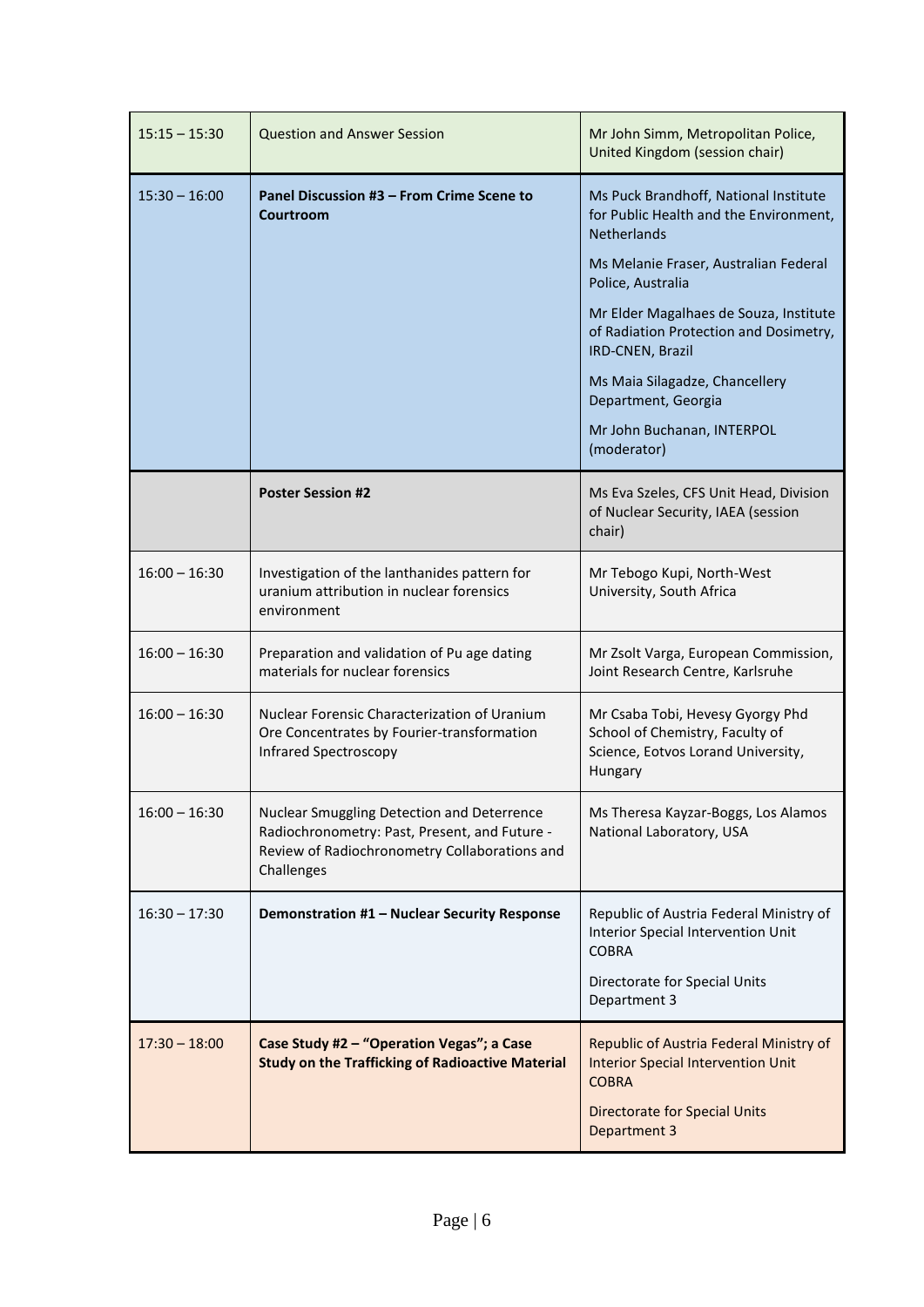| | | |
|---|---|---|
| 15:15 – 15:30 | Question and Answer Session | Mr John Simm, Metropolitan Police, United Kingdom (session chair) |
| 15:30 – 16:00 | **Panel Discussion #3 – From Crime Scene to Courtroom** | Ms Puck Brandhoff, National Institute for Public Health and the Environment, Netherlands<br><br>Ms Melanie Fraser, Australian Federal Police, Australia<br><br>Mr Elder Magalhaes de Souza, Institute of Radiation Protection and Dosimetry, IRD-CNEN, Brazil<br><br>Ms Maia Silagadze, Chancellery Department, Georgia<br><br>Mr John Buchanan, INTERPOL (moderator) |
| | **Poster Session #2** | Ms Eva Szeles, CFS Unit Head, Division of Nuclear Security, IAEA (session chair) |
| 16:00 – 16:30 | Investigation of the lanthanides pattern for uranium attribution in nuclear forensics environment | Mr Tebogo Kupi, North-West University, South Africa |
| 16:00 – 16:30 | Preparation and validation of Pu age dating materials for nuclear forensics | Mr Zsolt Varga, European Commission, Joint Research Centre, Karlsruhe |
| 16:00 – 16:30 | Nuclear Forensic Characterization of Uranium Ore Concentrates by Fourier-transformation Infrared Spectroscopy | Mr Csaba Tobi, Hevesy Gyorgy Phd School of Chemistry, Faculty of Science, Eotvos Lorand University, Hungary |
| 16:00 – 16:30 | Nuclear Smuggling Detection and Deterrence Radiochronometry: Past, Present, and Future - Review of Radiochronometry Collaborations and Challenges | Ms Theresa Kayzar-Boggs, Los Alamos National Laboratory, USA |
| 16:30 – 17:30 | **Demonstration #1 – Nuclear Security Response** | Republic of Austria Federal Ministry of Interior Special Intervention Unit COBRA<br><br>Directorate for Special Units Department 3 |
| 17:30 – 18:00 | **Case Study #2 – "Operation Vegas"; a Case Study on the Trafficking of Radioactive Material** | Republic of Austria Federal Ministry of Interior Special Intervention Unit COBRA<br><br>Directorate for Special Units Department 3 |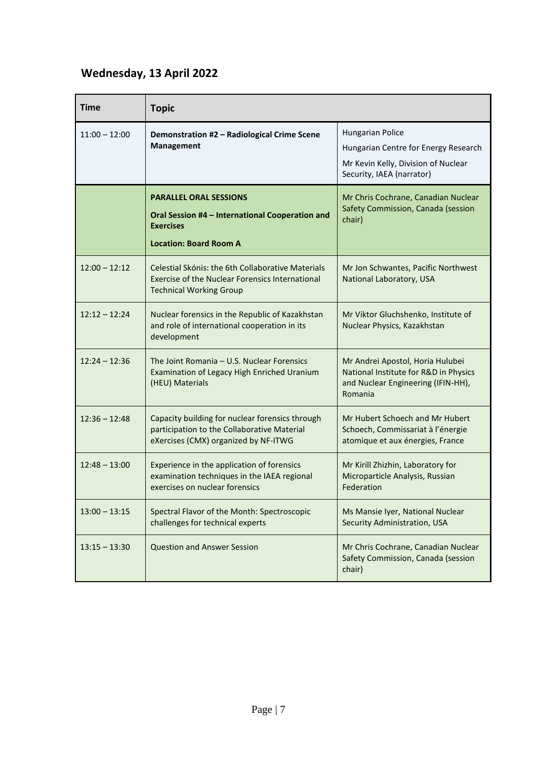## Wednesday, 13 April 2022

| Time | Topic | |
|---|---|---|
| 11:00 – 12:00 | **Demonstration #2 – Radiological Crime Scene Management** | Hungarian Police<br>Hungarian Centre for Energy Research<br>Mr Kevin Kelly, Division of Nuclear Security, IAEA (narrator) |
| | **PARALLEL ORAL SESSIONS**<br>**Oral Session #4 – International Cooperation and Exercises**<br>**Location: Board Room A** | Mr Chris Cochrane, Canadian Nuclear Safety Commission, Canada (session chair) |
| 12:00 – 12:12 | Celestial Skónis: the 6th Collaborative Materials Exercise of the Nuclear Forensics International Technical Working Group | Mr Jon Schwantes, Pacific Northwest National Laboratory, USA |
| 12:12 – 12:24 | Nuclear forensics in the Republic of Kazakhstan and role of international cooperation in its development | Mr Viktor Gluchshenko, Institute of Nuclear Physics, Kazakhstan |
| 12:24 – 12:36 | The Joint Romania – U.S. Nuclear Forensics Examination of Legacy High Enriched Uranium (HEU) Materials | Mr Andrei Apostol, Horia Hulubei National Institute for R&D in Physics and Nuclear Engineering (IFIN-HH), Romania |
| 12:36 – 12:48 | Capacity building for nuclear forensics through participation to the Collaborative Material eXercises (CMX) organized by NF-ITWG | Mr Hubert Schoech and Mr Hubert Schoech, Commissariat à l'énergie atomique et aux énergies, France |
| 12:48 – 13:00 | Experience in the application of forensics examination techniques in the IAEA regional exercises on nuclear forensics | Mr Kirill Zhizhin, Laboratory for Microparticle Analysis, Russian Federation |
| 13:00 – 13:15 | Spectral Flavor of the Month: Spectroscopic challenges for technical experts | Ms Mansie Iyer, National Nuclear Security Administration, USA |
| 13:15 – 13:30 | Question and Answer Session | Mr Chris Cochrane, Canadian Nuclear Safety Commission, Canada (session chair) |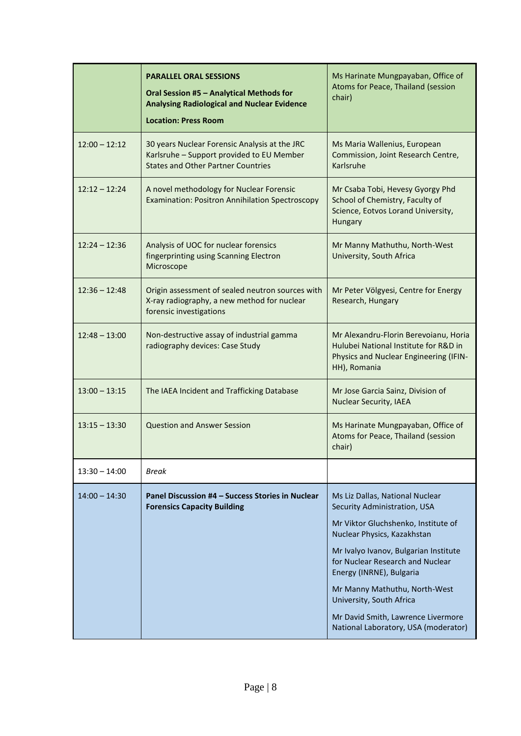| | **PARALLEL ORAL SESSIONS**<br>**Oral Session #5 – Analytical Methods for Analysing Radiological and Nuclear Evidence**<br>**Location: Press Room** | Ms Harinate Mungpayaban, Office of Atoms for Peace, Thailand (session chair) |
|---|---|---|
| 12:00 – 12:12 | 30 years Nuclear Forensic Analysis at the JRC Karlsruhe – Support provided to EU Member States and Other Partner Countries | Ms Maria Wallenius, European Commission, Joint Research Centre, Karlsruhe |
| 12:12 – 12:24 | A novel methodology for Nuclear Forensic Examination: Positron Annihilation Spectroscopy | Mr Csaba Tobi, Hevesy Gyorgy Phd School of Chemistry, Faculty of Science, Eotvos Lorand University, Hungary |
| 12:24 – 12:36 | Analysis of UOC for nuclear forensics fingerprinting using Scanning Electron Microscope | Mr Manny Mathuthu, North-West University, South Africa |
| 12:36 – 12:48 | Origin assessment of sealed neutron sources with X-ray radiography, a new method for nuclear forensic investigations | Mr Peter Völgyesi, Centre for Energy Research, Hungary |
| 12:48 – 13:00 | Non-destructive assay of industrial gamma radiography devices: Case Study | Mr Alexandru-Florin Berevoianu, Horia Hulubei National Institute for R&D in Physics and Nuclear Engineering (IFIN-HH), Romania |
| 13:00 – 13:15 | The IAEA Incident and Trafficking Database | Mr Jose Garcia Sainz, Division of Nuclear Security, IAEA |
| 13:15 – 13:30 | Question and Answer Session | Ms Harinate Mungpayaban, Office of Atoms for Peace, Thailand (session chair) |
| 13:30 – 14:00 | *Break* | |
| 14:00 – 14:30 | **Panel Discussion #4 – Success Stories in Nuclear Forensics Capacity Building** | Ms Liz Dallas, National Nuclear Security Administration, USA<br>Mr Viktor Gluchshenko, Institute of Nuclear Physics, Kazakhstan<br>Mr Ivalyo Ivanov, Bulgarian Institute for Nuclear Research and Nuclear Energy (INRNE), Bulgaria<br>Mr Manny Mathuthu, North-West University, South Africa<br>Mr David Smith, Lawrence Livermore National Laboratory, USA (moderator) |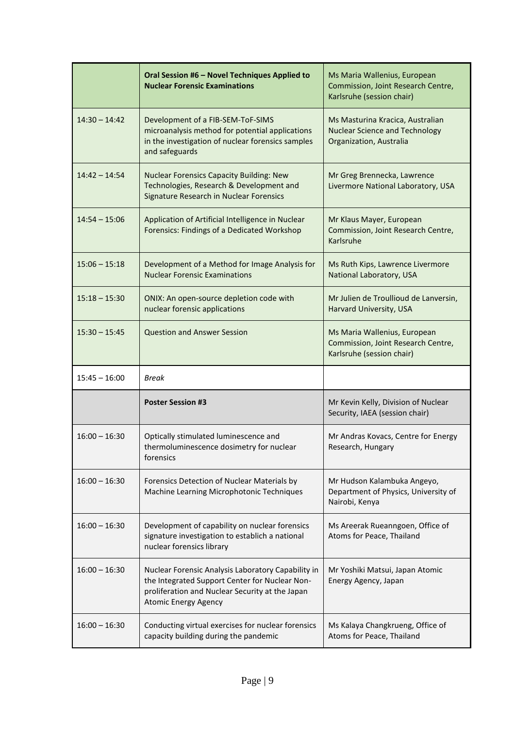| | **Oral Session #6 – Novel Techniques Applied to Nuclear Forensic Examinations** | Ms Maria Wallenius, European Commission, Joint Research Centre, Karlsruhe (session chair) |
|---|---|---|
| 14:30 – 14:42 | Development of a FIB-SEM-ToF-SIMS microanalysis method for potential applications in the investigation of nuclear forensics samples and safeguards | Ms Masturina Kracica, Australian Nuclear Science and Technology Organization, Australia |
| 14:42 – 14:54 | Nuclear Forensics Capacity Building: New Technologies, Research & Development and Signature Research in Nuclear Forensics | Mr Greg Brennecka, Lawrence Livermore National Laboratory, USA |
| 14:54 – 15:06 | Application of Artificial Intelligence in Nuclear Forensics: Findings of a Dedicated Workshop | Mr Klaus Mayer, European Commission, Joint Research Centre, Karlsruhe |
| 15:06 – 15:18 | Development of a Method for Image Analysis for Nuclear Forensic Examinations | Ms Ruth Kips, Lawrence Livermore National Laboratory, USA |
| 15:18 – 15:30 | ONIX: An open-source depletion code with nuclear forensic applications | Mr Julien de Troullioud de Lanversin, Harvard University, USA |
| 15:30 – 15:45 | Question and Answer Session | Ms Maria Wallenius, European Commission, Joint Research Centre, Karlsruhe (session chair) |
| 15:45 – 16:00 | *Break* | |
| | **Poster Session #3** | Mr Kevin Kelly, Division of Nuclear Security, IAEA (session chair) |
| 16:00 – 16:30 | Optically stimulated luminescence and thermoluminescence dosimetry for nuclear forensics | Mr Andras Kovacs, Centre for Energy Research, Hungary |
| 16:00 – 16:30 | Forensics Detection of Nuclear Materials by Machine Learning Microphotonic Techniques | Mr Hudson Kalambuka Angeyo, Department of Physics, University of Nairobi, Kenya |
| 16:00 – 16:30 | Development of capability on nuclear forensics signature investigation to establich a national nuclear forensics library | Ms Areerak Rueanngoen, Office of Atoms for Peace, Thailand |
| 16:00 – 16:30 | Nuclear Forensic Analysis Laboratory Capability in the Integrated Support Center for Nuclear Non-proliferation and Nuclear Security at the Japan Atomic Energy Agency | Mr Yoshiki Matsui, Japan Atomic Energy Agency, Japan |
| 16:00 – 16:30 | Conducting virtual exercises for nuclear forensics capacity building during the pandemic | Ms Kalaya Changkrueng, Office of Atoms for Peace, Thailand |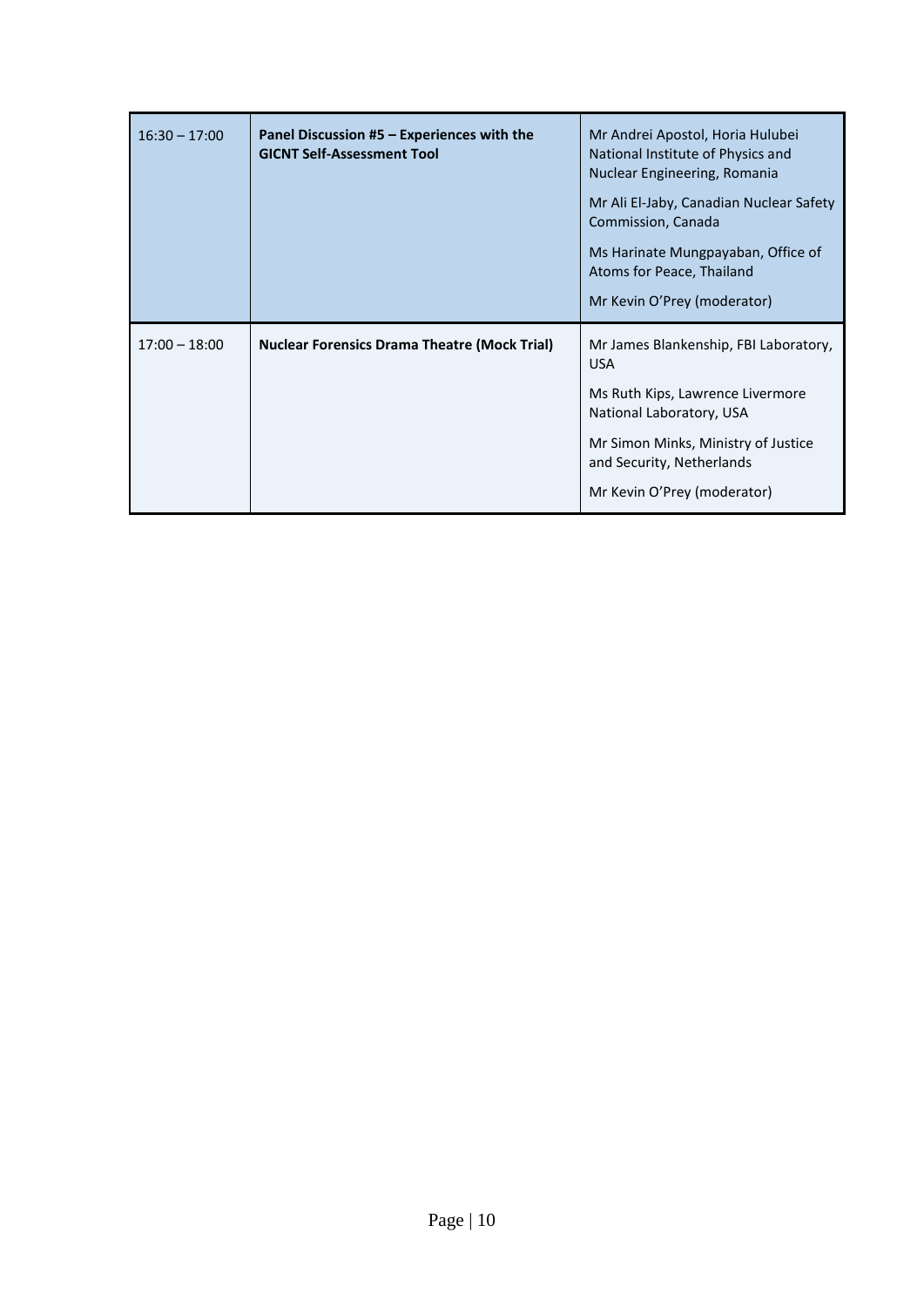| | | |
|---|---|---|
| 16:30 – 17:00 | **Panel Discussion #5 – Experiences with the GICNT Self-Assessment Tool** | Mr Andrei Apostol, Horia Hulubei National Institute of Physics and Nuclear Engineering, Romania<br><br>Mr Ali El-Jaby, Canadian Nuclear Safety Commission, Canada<br><br>Ms Harinate Mungpayaban, Office of Atoms for Peace, Thailand<br><br>Mr Kevin O'Prey (moderator) |
| 17:00 – 18:00 | **Nuclear Forensics Drama Theatre (Mock Trial)** | Mr James Blankenship, FBI Laboratory, USA<br><br>Ms Ruth Kips, Lawrence Livermore National Laboratory, USA<br><br>Mr Simon Minks, Ministry of Justice and Security, Netherlands<br><br>Mr Kevin O'Prey (moderator) |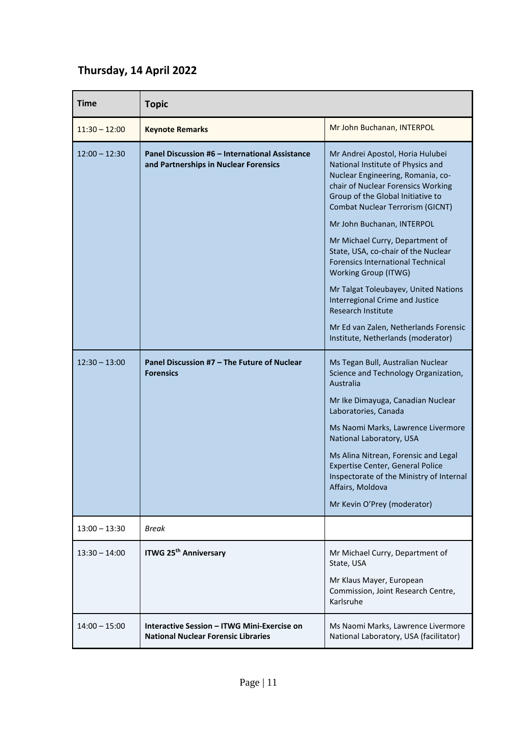## Thursday, 14 April 2022

| Time | Topic | |
|---|---|---|
| 11:30 – 12:00 | **Keynote Remarks** | Mr John Buchanan, INTERPOL |
| 12:00 – 12:30 | **Panel Discussion #6 – International Assistance and Partnerships in Nuclear Forensics** | Mr Andrei Apostol, Horia Hulubei National Institute of Physics and Nuclear Engineering, Romania, co-chair of Nuclear Forensics Working Group of the Global Initiative to Combat Nuclear Terrorism (GICNT)<br><br>Mr John Buchanan, INTERPOL<br><br>Mr Michael Curry, Department of State, USA, co-chair of the Nuclear Forensics International Technical Working Group (ITWG)<br><br>Mr Talgat Toleubayev, United Nations Interregional Crime and Justice Research Institute<br><br>Mr Ed van Zalen, Netherlands Forensic Institute, Netherlands (moderator) |
| 12:30 – 13:00 | **Panel Discussion #7 – The Future of Nuclear Forensics** | Ms Tegan Bull, Australian Nuclear Science and Technology Organization, Australia<br><br>Mr Ike Dimayuga, Canadian Nuclear Laboratories, Canada<br><br>Ms Naomi Marks, Lawrence Livermore National Laboratory, USA<br><br>Ms Alina Nitrean, Forensic and Legal Expertise Center, General Police Inspectorate of the Ministry of Internal Affairs, Moldova<br><br>Mr Kevin O'Prey (moderator) |
| 13:00 – 13:30 | *Break* | |
| 13:30 – 14:00 | **ITWG 25th Anniversary** | Mr Michael Curry, Department of State, USA<br><br>Mr Klaus Mayer, European Commission, Joint Research Centre, Karlsruhe |
| 14:00 – 15:00 | **Interactive Session – ITWG Mini-Exercise on National Nuclear Forensic Libraries** | Ms Naomi Marks, Lawrence Livermore National Laboratory, USA (facilitator) |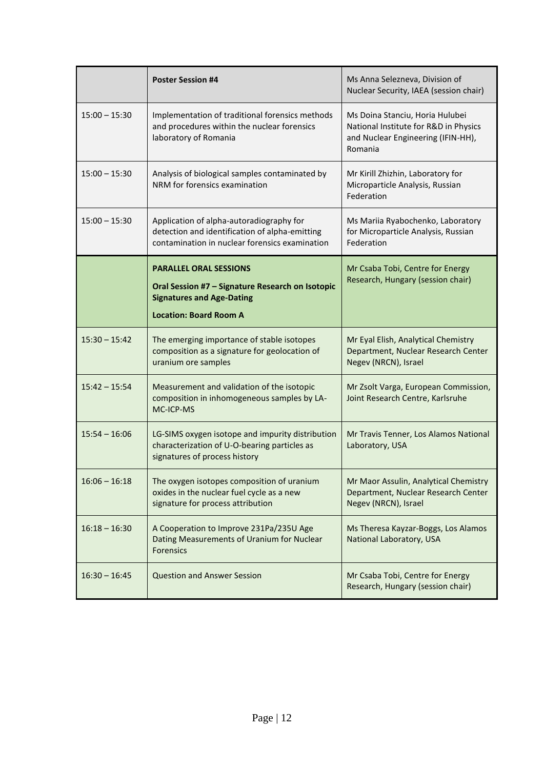| | **Poster Session #4** | Ms Anna Selezneva, Division of Nuclear Security, IAEA (session chair) |
|---|---|---|
| 15:00 – 15:30 | Implementation of traditional forensics methods and procedures within the nuclear forensics laboratory of Romania | Ms Doina Stanciu, Horia Hulubei National Institute for R&D in Physics and Nuclear Engineering (IFIN-HH), Romania |
| 15:00 – 15:30 | Analysis of biological samples contaminated by NRM for forensics examination | Mr Kirill Zhizhin, Laboratory for Microparticle Analysis, Russian Federation |
| 15:00 – 15:30 | Application of alpha-autoradiography for detection and identification of alpha-emitting contamination in nuclear forensics examination | Ms Mariia Ryabochenko, Laboratory for Microparticle Analysis, Russian Federation |
| | **PARALLEL ORAL SESSIONS** **Oral Session #7 – Signature Research on Isotopic Signatures and Age-Dating** **Location: Board Room A** | Mr Csaba Tobi, Centre for Energy Research, Hungary (session chair) |
| 15:30 – 15:42 | The emerging importance of stable isotopes composition as a signature for geolocation of uranium ore samples | Mr Eyal Elish, Analytical Chemistry Department, Nuclear Research Center Negev (NRCN), Israel |
| 15:42 – 15:54 | Measurement and validation of the isotopic composition in inhomogeneous samples by LA-MC-ICP-MS | Mr Zsolt Varga, European Commission, Joint Research Centre, Karlsruhe |
| 15:54 – 16:06 | LG-SIMS oxygen isotope and impurity distribution characterization of U-O-bearing particles as signatures of process history | Mr Travis Tenner, Los Alamos National Laboratory, USA |
| 16:06 – 16:18 | The oxygen isotopes composition of uranium oxides in the nuclear fuel cycle as a new signature for process attribution | Mr Maor Assulin, Analytical Chemistry Department, Nuclear Research Center Negev (NRCN), Israel |
| 16:18 – 16:30 | A Cooperation to Improve 231Pa/235U Age Dating Measurements of Uranium for Nuclear Forensics | Ms Theresa Kayzar-Boggs, Los Alamos National Laboratory, USA |
| 16:30 – 16:45 | Question and Answer Session | Mr Csaba Tobi, Centre for Energy Research, Hungary (session chair) |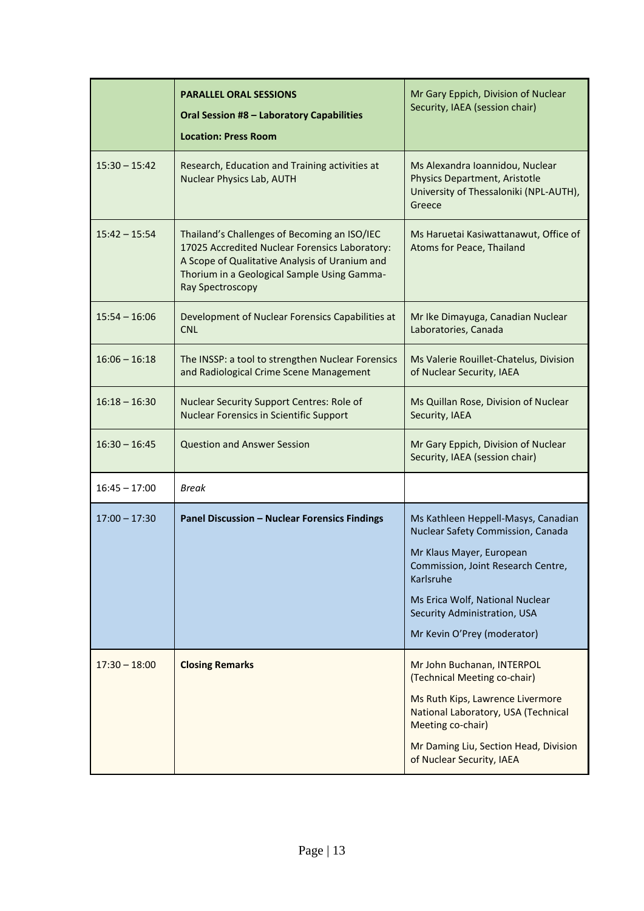| | | |
|---|---|---|
| | **PARALLEL ORAL SESSIONS**<br>**Oral Session #8 – Laboratory Capabilities**<br>**Location: Press Room** | Mr Gary Eppich, Division of Nuclear Security, IAEA (session chair) |
| 15:30 – 15:42 | Research, Education and Training activities at Nuclear Physics Lab, AUTH | Ms Alexandra Ioannidou, Nuclear Physics Department, Aristotle University of Thessaloniki (NPL-AUTH), Greece |
| 15:42 – 15:54 | Thailand's Challenges of Becoming an ISO/IEC 17025 Accredited Nuclear Forensics Laboratory: A Scope of Qualitative Analysis of Uranium and Thorium in a Geological Sample Using Gamma-Ray Spectroscopy | Ms Haruetai Kasiwattanawut, Office of Atoms for Peace, Thailand |
| 15:54 – 16:06 | Development of Nuclear Forensics Capabilities at CNL | Mr Ike Dimayuga, Canadian Nuclear Laboratories, Canada |
| 16:06 – 16:18 | The INSSP: a tool to strengthen Nuclear Forensics and Radiological Crime Scene Management | Ms Valerie Rouillet-Chatelus, Division of Nuclear Security, IAEA |
| 16:18 – 16:30 | Nuclear Security Support Centres: Role of Nuclear Forensics in Scientific Support | Ms Quillan Rose, Division of Nuclear Security, IAEA |
| 16:30 – 16:45 | Question and Answer Session | Mr Gary Eppich, Division of Nuclear Security, IAEA (session chair) |
| 16:45 – 17:00 | *Break* | |
| 17:00 – 17:30 | **Panel Discussion – Nuclear Forensics Findings** | Ms Kathleen Heppell-Masys, Canadian Nuclear Safety Commission, Canada<br>Mr Klaus Mayer, European Commission, Joint Research Centre, Karlsruhe<br>Ms Erica Wolf, National Nuclear Security Administration, USA<br>Mr Kevin O'Prey (moderator) |
| 17:30 – 18:00 | **Closing Remarks** | Mr John Buchanan, INTERPOL (Technical Meeting co-chair)<br>Ms Ruth Kips, Lawrence Livermore National Laboratory, USA (Technical Meeting co-chair)<br>Mr Daming Liu, Section Head, Division of Nuclear Security, IAEA |